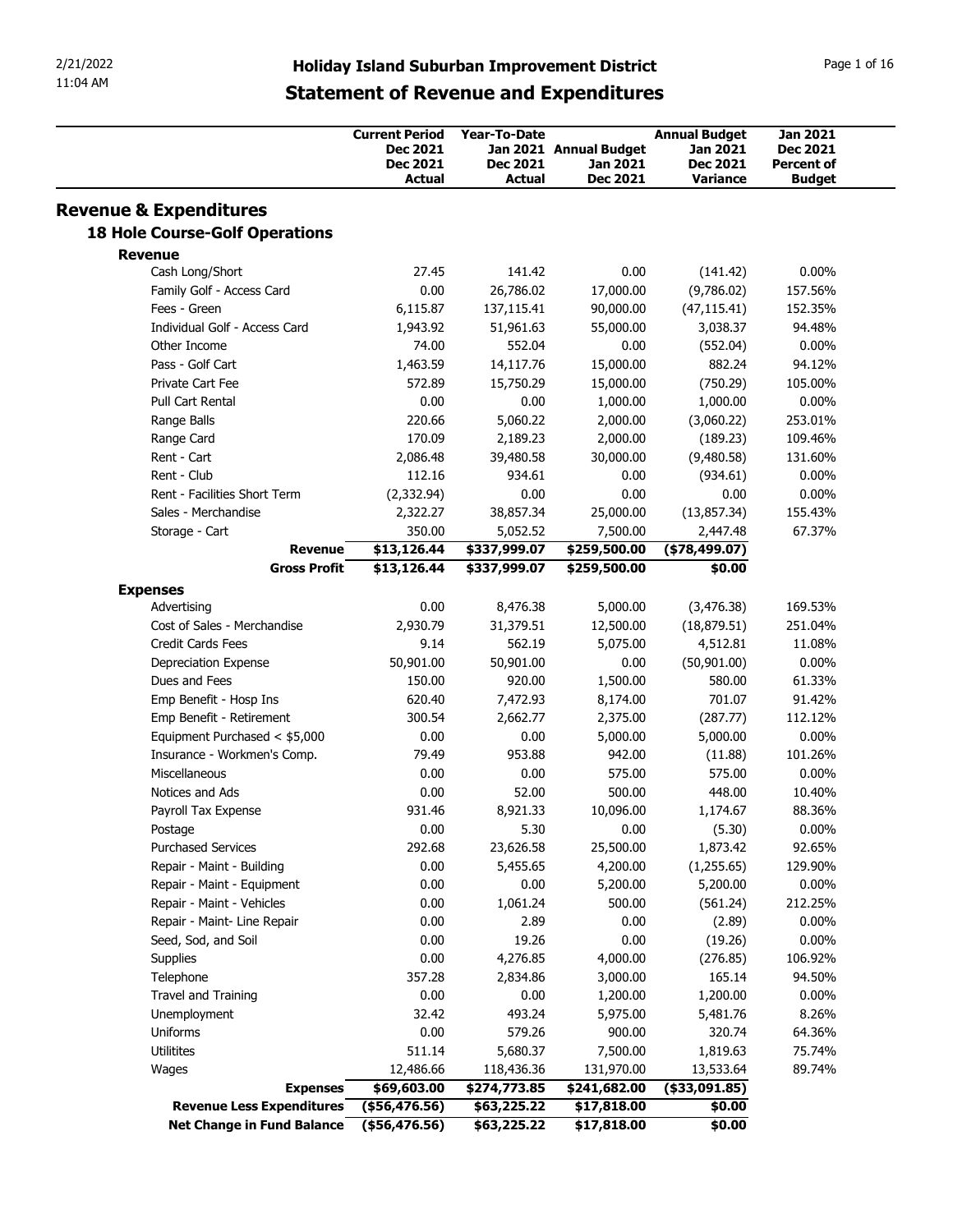# Holiday Island Suburban Improvement District

## Statement of Revenue and Expenditures

| | Current Period Dec 2021 Dec 2021 Actual | Year-To-Date Jan 2021 Dec 2021 Actual | Annual Budget Jan 2021 Dec 2021 | Annual Budget Jan 2021 Dec 2021 Variance | Jan 2021 Dec 2021 Percent of Budget |
|---|---|---|---|---|---|
| **Revenue & Expenditures** | | | | | |
| **18 Hole Course-Golf Operations** | | | | | |
| **Revenue** | | | | | |
| Cash Long/Short | 27.45 | 141.42 | 0.00 | (141.42) | 0.00% |
| Family Golf - Access Card | 0.00 | 26,786.02 | 17,000.00 | (9,786.02) | 157.56% |
| Fees - Green | 6,115.87 | 137,115.41 | 90,000.00 | (47,115.41) | 152.35% |
| Individual Golf - Access Card | 1,943.92 | 51,961.63 | 55,000.00 | 3,038.37 | 94.48% |
| Other Income | 74.00 | 552.04 | 0.00 | (552.04) | 0.00% |
| Pass - Golf Cart | 1,463.59 | 14,117.76 | 15,000.00 | 882.24 | 94.12% |
| Private Cart Fee | 572.89 | 15,750.29 | 15,000.00 | (750.29) | 105.00% |
| Pull Cart Rental | 0.00 | 0.00 | 1,000.00 | 1,000.00 | 0.00% |
| Range Balls | 220.66 | 5,060.22 | 2,000.00 | (3,060.22) | 253.01% |
| Range Card | 170.09 | 2,189.23 | 2,000.00 | (189.23) | 109.46% |
| Rent - Cart | 2,086.48 | 39,480.58 | 30,000.00 | (9,480.58) | 131.60% |
| Rent - Club | 112.16 | 934.61 | 0.00 | (934.61) | 0.00% |
| Rent - Facilities Short Term | (2,332.94) | 0.00 | 0.00 | 0.00 | 0.00% |
| Sales - Merchandise | 2,322.27 | 38,857.34 | 25,000.00 | (13,857.34) | 155.43% |
| Storage - Cart | 350.00 | 5,052.52 | 7,500.00 | 2,447.48 | 67.37% |
| **Revenue** | **$13,126.44** | **$337,999.07** | **$259,500.00** | **($78,499.07)** | |
| **Gross Profit** | **$13,126.44** | **$337,999.07** | **$259,500.00** | **$0.00** | |
| **Expenses** | | | | | |
| Advertising | 0.00 | 8,476.38 | 5,000.00 | (3,476.38) | 169.53% |
| Cost of Sales - Merchandise | 2,930.79 | 31,379.51 | 12,500.00 | (18,879.51) | 251.04% |
| Credit Cards Fees | 9.14 | 562.19 | 5,075.00 | 4,512.81 | 11.08% |
| Depreciation Expense | 50,901.00 | 50,901.00 | 0.00 | (50,901.00) | 0.00% |
| Dues and Fees | 150.00 | 920.00 | 1,500.00 | 580.00 | 61.33% |
| Emp Benefit - Hosp Ins | 620.40 | 7,472.93 | 8,174.00 | 701.07 | 91.42% |
| Emp Benefit - Retirement | 300.54 | 2,662.77 | 2,375.00 | (287.77) | 112.12% |
| Equipment Purchased < $5,000 | 0.00 | 0.00 | 5,000.00 | 5,000.00 | 0.00% |
| Insurance - Workmen's Comp. | 79.49 | 953.88 | 942.00 | (11.88) | 101.26% |
| Miscellaneous | 0.00 | 0.00 | 575.00 | 575.00 | 0.00% |
| Notices and Ads | 0.00 | 52.00 | 500.00 | 448.00 | 10.40% |
| Payroll Tax Expense | 931.46 | 8,921.33 | 10,096.00 | 1,174.67 | 88.36% |
| Postage | 0.00 | 5.30 | 0.00 | (5.30) | 0.00% |
| Purchased Services | 292.68 | 23,626.58 | 25,500.00 | 1,873.42 | 92.65% |
| Repair - Maint - Building | 0.00 | 5,455.65 | 4,200.00 | (1,255.65) | 129.90% |
| Repair - Maint - Equipment | 0.00 | 0.00 | 5,200.00 | 5,200.00 | 0.00% |
| Repair - Maint - Vehicles | 0.00 | 1,061.24 | 500.00 | (561.24) | 212.25% |
| Repair - Maint- Line Repair | 0.00 | 2.89 | 0.00 | (2.89) | 0.00% |
| Seed, Sod, and Soil | 0.00 | 19.26 | 0.00 | (19.26) | 0.00% |
| Supplies | 0.00 | 4,276.85 | 4,000.00 | (276.85) | 106.92% |
| Telephone | 357.28 | 2,834.86 | 3,000.00 | 165.14 | 94.50% |
| Travel and Training | 0.00 | 0.00 | 1,200.00 | 1,200.00 | 0.00% |
| Unemployment | 32.42 | 493.24 | 5,975.00 | 5,481.76 | 8.26% |
| Uniforms | 0.00 | 579.26 | 900.00 | 320.74 | 64.36% |
| Utilitites | 511.14 | 5,680.37 | 7,500.00 | 1,819.63 | 75.74% |
| Wages | 12,486.66 | 118,436.36 | 131,970.00 | 13,533.64 | 89.74% |
| **Expenses** | **$69,603.00** | **$274,773.85** | **$241,682.00** | **($33,091.85)** | |
| **Revenue Less Expenditures** | **($56,476.56)** | **$63,225.22** | **$17,818.00** | **$0.00** | |
| **Net Change in Fund Balance** | **($56,476.56)** | **$63,225.22** | **$17,818.00** | **$0.00** | |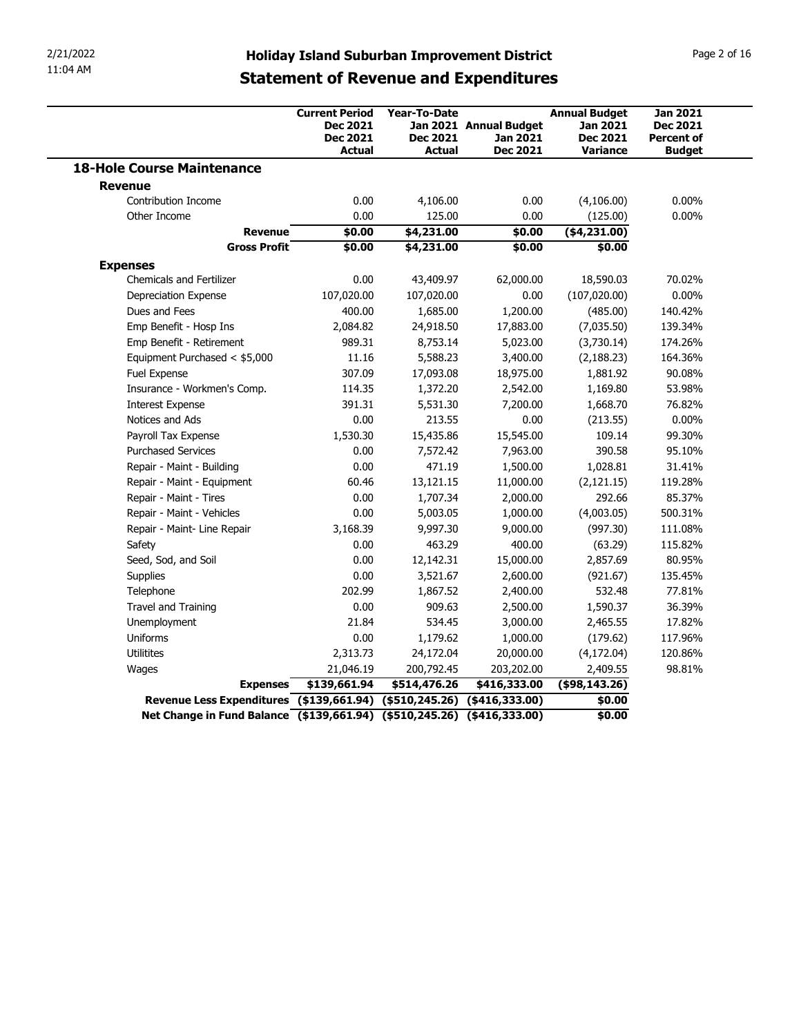# Holiday Island Suburban Improvement District

## Statement of Revenue and Expenditures

| | Current Period Dec 2021 Dec 2021 Actual | Year-To-Date Jan 2021 Dec 2021 Actual | Annual Budget Jan 2021 Dec 2021 | Annual Budget Jan 2021 Dec 2021 Variance | Jan 2021 Dec 2021 Percent of Budget |
|---|---|---|---|---|---|
| **18-Hole Course Maintenance** | | | | | |
| **Revenue** | | | | | |
| Contribution Income | 0.00 | 4,106.00 | 0.00 | (4,106.00) | 0.00% |
| Other Income | 0.00 | 125.00 | 0.00 | (125.00) | 0.00% |
| **Revenue** | **$0.00** | **$4,231.00** | **$0.00** | **($4,231.00)** | |
| **Gross Profit** | **$0.00** | **$4,231.00** | **$0.00** | **$0.00** | |
| **Expenses** | | | | | |
| Chemicals and Fertilizer | 0.00 | 43,409.97 | 62,000.00 | 18,590.03 | 70.02% |
| Depreciation Expense | 107,020.00 | 107,020.00 | 0.00 | (107,020.00) | 0.00% |
| Dues and Fees | 400.00 | 1,685.00 | 1,200.00 | (485.00) | 140.42% |
| Emp Benefit - Hosp Ins | 2,084.82 | 24,918.50 | 17,883.00 | (7,035.50) | 139.34% |
| Emp Benefit - Retirement | 989.31 | 8,753.14 | 5,023.00 | (3,730.14) | 174.26% |
| Equipment Purchased < $5,000 | 11.16 | 5,588.23 | 3,400.00 | (2,188.23) | 164.36% |
| Fuel Expense | 307.09 | 17,093.08 | 18,975.00 | 1,881.92 | 90.08% |
| Insurance - Workmen's Comp. | 114.35 | 1,372.20 | 2,542.00 | 1,169.80 | 53.98% |
| Interest Expense | 391.31 | 5,531.30 | 7,200.00 | 1,668.70 | 76.82% |
| Notices and Ads | 0.00 | 213.55 | 0.00 | (213.55) | 0.00% |
| Payroll Tax Expense | 1,530.30 | 15,435.86 | 15,545.00 | 109.14 | 99.30% |
| Purchased Services | 0.00 | 7,572.42 | 7,963.00 | 390.58 | 95.10% |
| Repair - Maint - Building | 0.00 | 471.19 | 1,500.00 | 1,028.81 | 31.41% |
| Repair - Maint - Equipment | 60.46 | 13,121.15 | 11,000.00 | (2,121.15) | 119.28% |
| Repair - Maint - Tires | 0.00 | 1,707.34 | 2,000.00 | 292.66 | 85.37% |
| Repair - Maint - Vehicles | 0.00 | 5,003.05 | 1,000.00 | (4,003.05) | 500.31% |
| Repair - Maint- Line Repair | 3,168.39 | 9,997.30 | 9,000.00 | (997.30) | 111.08% |
| Safety | 0.00 | 463.29 | 400.00 | (63.29) | 115.82% |
| Seed, Sod, and Soil | 0.00 | 12,142.31 | 15,000.00 | 2,857.69 | 80.95% |
| Supplies | 0.00 | 3,521.67 | 2,600.00 | (921.67) | 135.45% |
| Telephone | 202.99 | 1,867.52 | 2,400.00 | 532.48 | 77.81% |
| Travel and Training | 0.00 | 909.63 | 2,500.00 | 1,590.37 | 36.39% |
| Unemployment | 21.84 | 534.45 | 3,000.00 | 2,465.55 | 17.82% |
| Uniforms | 0.00 | 1,179.62 | 1,000.00 | (179.62) | 117.96% |
| Utilitites | 2,313.73 | 24,172.04 | 20,000.00 | (4,172.04) | 120.86% |
| Wages | 21,046.19 | 200,792.45 | 203,202.00 | 2,409.55 | 98.81% |
| **Expenses** | **$139,661.94** | **$514,476.26** | **$416,333.00** | **($98,143.26)** | |
| **Revenue Less Expenditures** | **($139,661.94)** | **($510,245.26)** | **($416,333.00)** | **$0.00** | |
| **Net Change in Fund Balance** | **($139,661.94)** | **($510,245.26)** | **($416,333.00)** | **$0.00** | |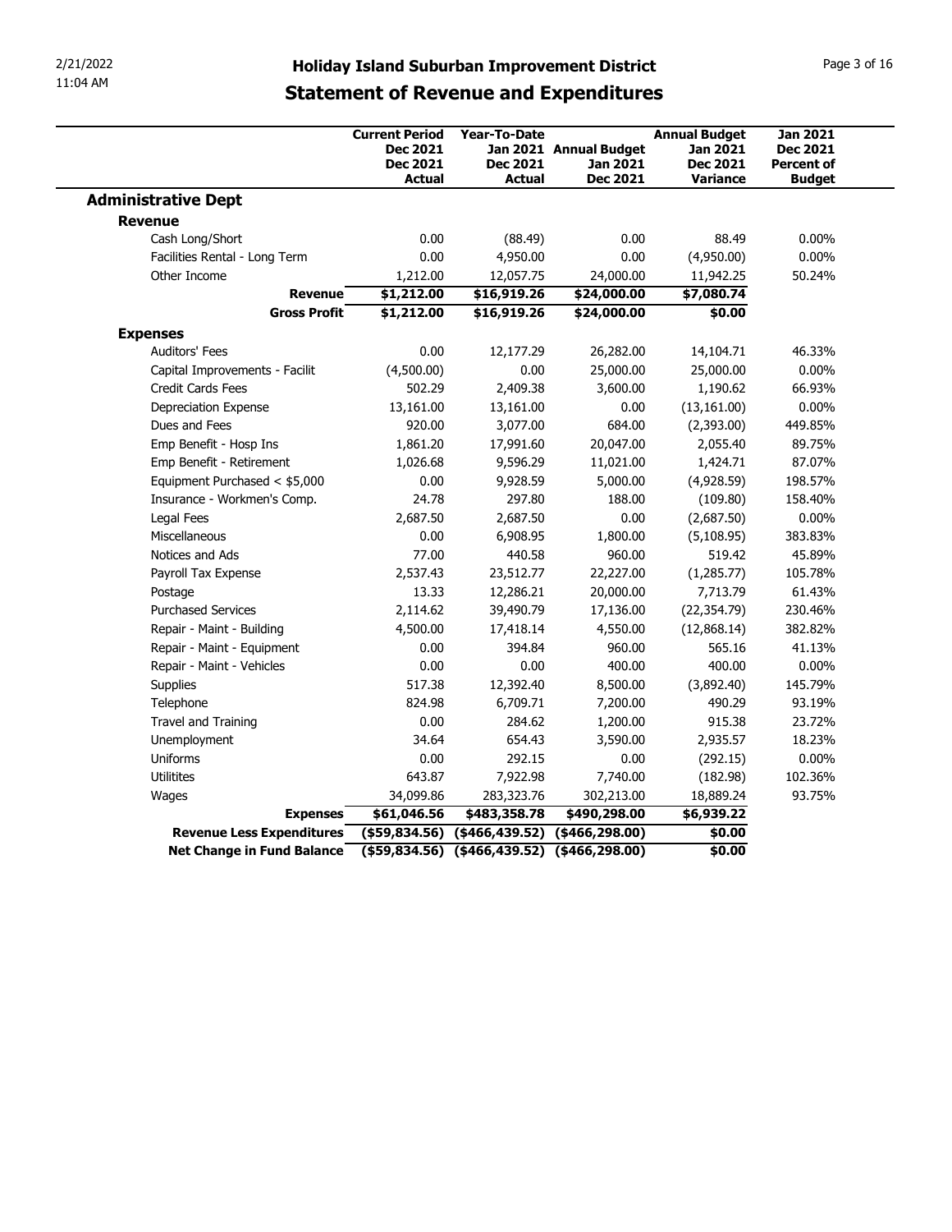# Holiday Island Suburban Improvement District

## Statement of Revenue and Expenditures

| | Current Period Dec 2021 Dec 2021 Actual | Year-To-Date Jan 2021 Dec 2021 Actual | Annual Budget Jan 2021 Dec 2021 | Annual Budget Jan 2021 Dec 2021 Variance | Jan 2021 Dec 2021 Percent of Budget |
|---|---|---|---|---|---|
| **Administrative Dept** | | | | | |
| **Revenue** | | | | | |
| Cash Long/Short | 0.00 | (88.49) | 0.00 | 88.49 | 0.00% |
| Facilities Rental - Long Term | 0.00 | 4,950.00 | 0.00 | (4,950.00) | 0.00% |
| Other Income | 1,212.00 | 12,057.75 | 24,000.00 | 11,942.25 | 50.24% |
| **Revenue** | **$1,212.00** | **$16,919.26** | **$24,000.00** | **$7,080.74** | |
| **Gross Profit** | **$1,212.00** | **$16,919.26** | **$24,000.00** | **$0.00** | |
| **Expenses** | | | | | |
| Auditors' Fees | 0.00 | 12,177.29 | 26,282.00 | 14,104.71 | 46.33% |
| Capital Improvements - Facilit | (4,500.00) | 0.00 | 25,000.00 | 25,000.00 | 0.00% |
| Credit Cards Fees | 502.29 | 2,409.38 | 3,600.00 | 1,190.62 | 66.93% |
| Depreciation Expense | 13,161.00 | 13,161.00 | 0.00 | (13,161.00) | 0.00% |
| Dues and Fees | 920.00 | 3,077.00 | 684.00 | (2,393.00) | 449.85% |
| Emp Benefit - Hosp Ins | 1,861.20 | 17,991.60 | 20,047.00 | 2,055.40 | 89.75% |
| Emp Benefit - Retirement | 1,026.68 | 9,596.29 | 11,021.00 | 1,424.71 | 87.07% |
| Equipment Purchased < $5,000 | 0.00 | 9,928.59 | 5,000.00 | (4,928.59) | 198.57% |
| Insurance - Workmen's Comp. | 24.78 | 297.80 | 188.00 | (109.80) | 158.40% |
| Legal Fees | 2,687.50 | 2,687.50 | 0.00 | (2,687.50) | 0.00% |
| Miscellaneous | 0.00 | 6,908.95 | 1,800.00 | (5,108.95) | 383.83% |
| Notices and Ads | 77.00 | 440.58 | 960.00 | 519.42 | 45.89% |
| Payroll Tax Expense | 2,537.43 | 23,512.77 | 22,227.00 | (1,285.77) | 105.78% |
| Postage | 13.33 | 12,286.21 | 20,000.00 | 7,713.79 | 61.43% |
| Purchased Services | 2,114.62 | 39,490.79 | 17,136.00 | (22,354.79) | 230.46% |
| Repair - Maint - Building | 4,500.00 | 17,418.14 | 4,550.00 | (12,868.14) | 382.82% |
| Repair - Maint - Equipment | 0.00 | 394.84 | 960.00 | 565.16 | 41.13% |
| Repair - Maint - Vehicles | 0.00 | 0.00 | 400.00 | 400.00 | 0.00% |
| Supplies | 517.38 | 12,392.40 | 8,500.00 | (3,892.40) | 145.79% |
| Telephone | 824.98 | 6,709.71 | 7,200.00 | 490.29 | 93.19% |
| Travel and Training | 0.00 | 284.62 | 1,200.00 | 915.38 | 23.72% |
| Unemployment | 34.64 | 654.43 | 3,590.00 | 2,935.57 | 18.23% |
| Uniforms | 0.00 | 292.15 | 0.00 | (292.15) | 0.00% |
| Utilitites | 643.87 | 7,922.98 | 7,740.00 | (182.98) | 102.36% |
| Wages | 34,099.86 | 283,323.76 | 302,213.00 | 18,889.24 | 93.75% |
| **Expenses** | **$61,046.56** | **$483,358.78** | **$490,298.00** | **$6,939.22** | |
| **Revenue Less Expenditures** | **($59,834.56)** | **($466,439.52)** | **($466,298.00)** | **$0.00** | |
| **Net Change in Fund Balance** | **($59,834.56)** | **($466,439.52)** | **($466,298.00)** | **$0.00** | |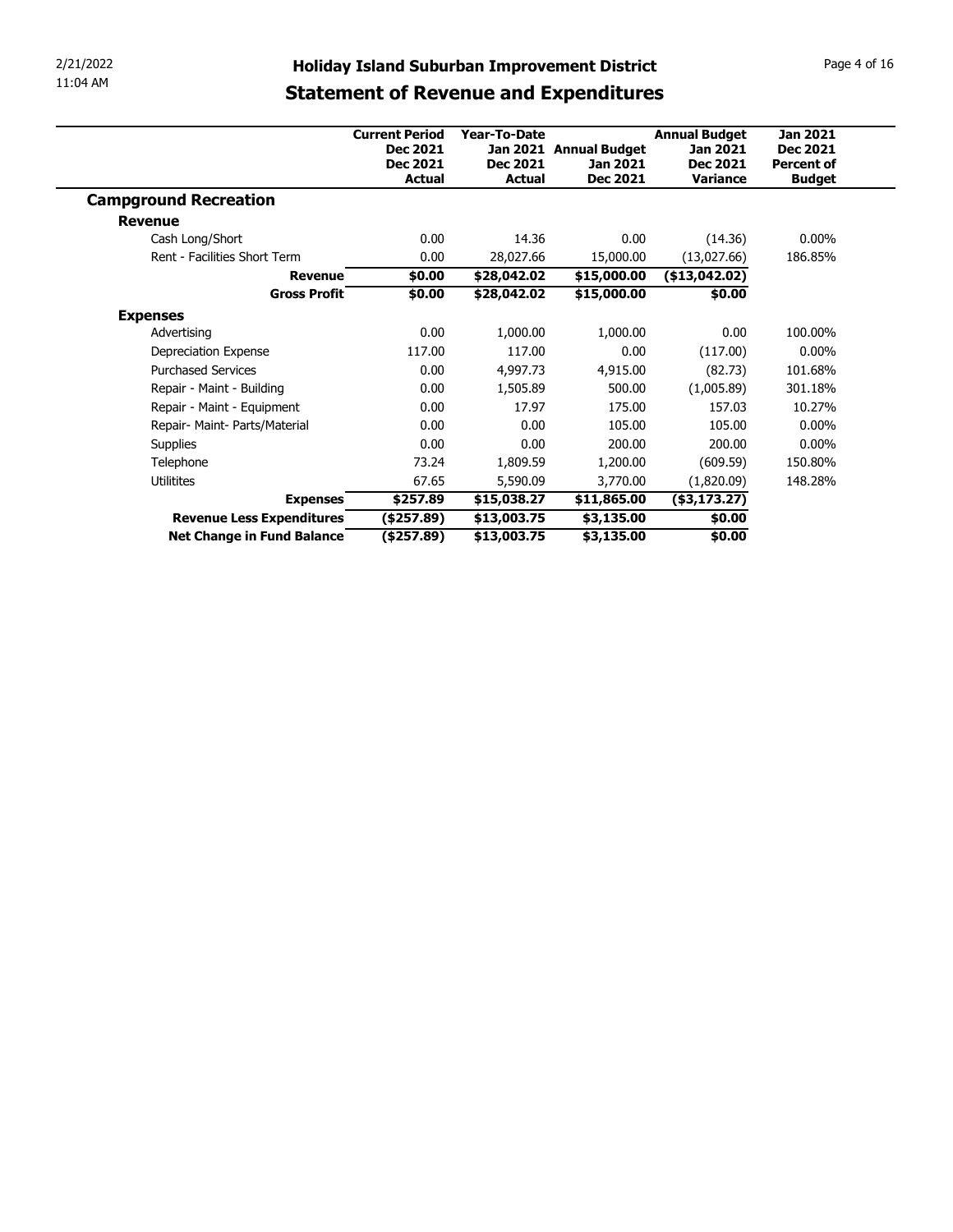# Holiday Island Suburban Improvement District

## Statement of Revenue and Expenditures

| | Current Period Dec 2021 Dec 2021 Actual | Year-To-Date Jan 2021 Dec 2021 Actual | Annual Budget Jan 2021 Dec 2021 | Annual Budget Jan 2021 Dec 2021 Variance | Jan 2021 Dec 2021 Percent of Budget |
|---|---|---|---|---|---|
| **Campground Recreation** | | | | | |
| **Revenue** | | | | | |
| Cash Long/Short | 0.00 | 14.36 | 0.00 | (14.36) | 0.00% |
| Rent - Facilities Short Term | 0.00 | 28,027.66 | 15,000.00 | (13,027.66) | 186.85% |
| **Revenue** | **$0.00** | **$28,042.02** | **$15,000.00** | **($13,042.02)** | |
| **Gross Profit** | **$0.00** | **$28,042.02** | **$15,000.00** | **$0.00** | |
| **Expenses** | | | | | |
| Advertising | 0.00 | 1,000.00 | 1,000.00 | 0.00 | 100.00% |
| Depreciation Expense | 117.00 | 117.00 | 0.00 | (117.00) | 0.00% |
| Purchased Services | 0.00 | 4,997.73 | 4,915.00 | (82.73) | 101.68% |
| Repair - Maint - Building | 0.00 | 1,505.89 | 500.00 | (1,005.89) | 301.18% |
| Repair - Maint - Equipment | 0.00 | 17.97 | 175.00 | 157.03 | 10.27% |
| Repair- Maint- Parts/Material | 0.00 | 0.00 | 105.00 | 105.00 | 0.00% |
| Supplies | 0.00 | 0.00 | 200.00 | 200.00 | 0.00% |
| Telephone | 73.24 | 1,809.59 | 1,200.00 | (609.59) | 150.80% |
| Utilitites | 67.65 | 5,590.09 | 3,770.00 | (1,820.09) | 148.28% |
| **Expenses** | **$257.89** | **$15,038.27** | **$11,865.00** | **($3,173.27)** | |
| **Revenue Less Expenditures** | **($257.89)** | **$13,003.75** | **$3,135.00** | **$0.00** | |
| **Net Change in Fund Balance** | **($257.89)** | **$13,003.75** | **$3,135.00** | **$0.00** | |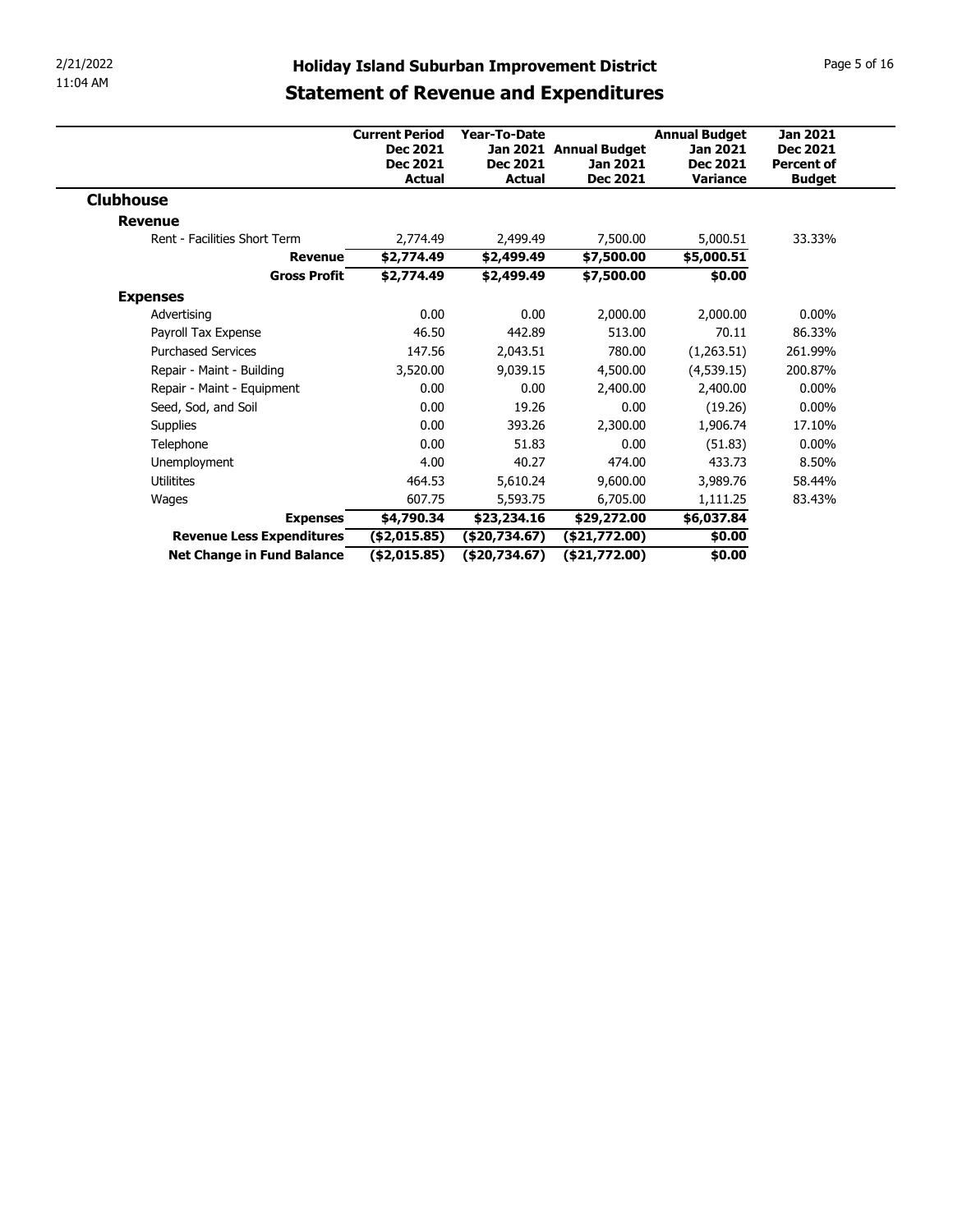# Holiday Island Suburban Improvement District

## Statement of Revenue and Expenditures

| | Current Period Dec 2021 Dec 2021 Actual | Year-To-Date Jan 2021 Dec 2021 Actual | Annual Budget Jan 2021 Dec 2021 | Annual Budget Jan 2021 Dec 2021 Variance | Jan 2021 Dec 2021 Percent of Budget |
|---|---|---|---|---|---|
| **Clubhouse** | | | | | |
| **Revenue** | | | | | |
| Rent - Facilities Short Term | 2,774.49 | 2,499.49 | 7,500.00 | 5,000.51 | 33.33% |
| **Revenue** | **$2,774.49** | **$2,499.49** | **$7,500.00** | **$5,000.51** | |
| **Gross Profit** | **$2,774.49** | **$2,499.49** | **$7,500.00** | **$0.00** | |
| **Expenses** | | | | | |
| Advertising | 0.00 | 0.00 | 2,000.00 | 2,000.00 | 0.00% |
| Payroll Tax Expense | 46.50 | 442.89 | 513.00 | 70.11 | 86.33% |
| Purchased Services | 147.56 | 2,043.51 | 780.00 | (1,263.51) | 261.99% |
| Repair - Maint - Building | 3,520.00 | 9,039.15 | 4,500.00 | (4,539.15) | 200.87% |
| Repair - Maint - Equipment | 0.00 | 0.00 | 2,400.00 | 2,400.00 | 0.00% |
| Seed, Sod, and Soil | 0.00 | 19.26 | 0.00 | (19.26) | 0.00% |
| Supplies | 0.00 | 393.26 | 2,300.00 | 1,906.74 | 17.10% |
| Telephone | 0.00 | 51.83 | 0.00 | (51.83) | 0.00% |
| Unemployment | 4.00 | 40.27 | 474.00 | 433.73 | 8.50% |
| Utilitites | 464.53 | 5,610.24 | 9,600.00 | 3,989.76 | 58.44% |
| Wages | 607.75 | 5,593.75 | 6,705.00 | 1,111.25 | 83.43% |
| **Expenses** | **$4,790.34** | **$23,234.16** | **$29,272.00** | **$6,037.84** | |
| **Revenue Less Expenditures** | **($2,015.85)** | **($20,734.67)** | **($21,772.00)** | **$0.00** | |
| **Net Change in Fund Balance** | **($2,015.85)** | **($20,734.67)** | **($21,772.00)** | **$0.00** | |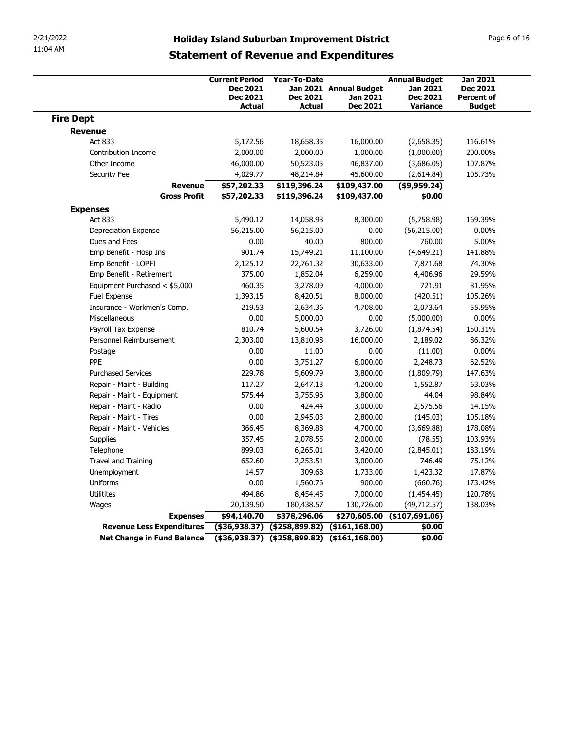# Holiday Island Suburban Improvement District

## Statement of Revenue and Expenditures

| | Current Period Dec 2021 Dec 2021 Actual | Year-To-Date Jan 2021 Dec 2021 Actual | Annual Budget Jan 2021 Dec 2021 | Annual Budget Jan 2021 Dec 2021 Variance | Jan 2021 Dec 2021 Percent of Budget |
|---|---|---|---|---|---|
| **Fire Dept** | | | | | |
| **Revenue** | | | | | |
| Act 833 | 5,172.56 | 18,658.35 | 16,000.00 | (2,658.35) | 116.61% |
| Contribution Income | 2,000.00 | 2,000.00 | 1,000.00 | (1,000.00) | 200.00% |
| Other Income | 46,000.00 | 50,523.05 | 46,837.00 | (3,686.05) | 107.87% |
| Security Fee | 4,029.77 | 48,214.84 | 45,600.00 | (2,614.84) | 105.73% |
| **Revenue** | **$57,202.33** | **$119,396.24** | **$109,437.00** | **($9,959.24)** | |
| **Gross Profit** | **$57,202.33** | **$119,396.24** | **$109,437.00** | **$0.00** | |
| **Expenses** | | | | | |
| Act 833 | 5,490.12 | 14,058.98 | 8,300.00 | (5,758.98) | 169.39% |
| Depreciation Expense | 56,215.00 | 56,215.00 | 0.00 | (56,215.00) | 0.00% |
| Dues and Fees | 0.00 | 40.00 | 800.00 | 760.00 | 5.00% |
| Emp Benefit - Hosp Ins | 901.74 | 15,749.21 | 11,100.00 | (4,649.21) | 141.88% |
| Emp Benefit - LOPFI | 2,125.12 | 22,761.32 | 30,633.00 | 7,871.68 | 74.30% |
| Emp Benefit - Retirement | 375.00 | 1,852.04 | 6,259.00 | 4,406.96 | 29.59% |
| Equipment Purchased < $5,000 | 460.35 | 3,278.09 | 4,000.00 | 721.91 | 81.95% |
| Fuel Expense | 1,393.15 | 8,420.51 | 8,000.00 | (420.51) | 105.26% |
| Insurance - Workmen's Comp. | 219.53 | 2,634.36 | 4,708.00 | 2,073.64 | 55.95% |
| Miscellaneous | 0.00 | 5,000.00 | 0.00 | (5,000.00) | 0.00% |
| Payroll Tax Expense | 810.74 | 5,600.54 | 3,726.00 | (1,874.54) | 150.31% |
| Personnel Reimbursement | 2,303.00 | 13,810.98 | 16,000.00 | 2,189.02 | 86.32% |
| Postage | 0.00 | 11.00 | 0.00 | (11.00) | 0.00% |
| PPE | 0.00 | 3,751.27 | 6,000.00 | 2,248.73 | 62.52% |
| Purchased Services | 229.78 | 5,609.79 | 3,800.00 | (1,809.79) | 147.63% |
| Repair - Maint - Building | 117.27 | 2,647.13 | 4,200.00 | 1,552.87 | 63.03% |
| Repair - Maint - Equipment | 575.44 | 3,755.96 | 3,800.00 | 44.04 | 98.84% |
| Repair - Maint - Radio | 0.00 | 424.44 | 3,000.00 | 2,575.56 | 14.15% |
| Repair - Maint - Tires | 0.00 | 2,945.03 | 2,800.00 | (145.03) | 105.18% |
| Repair - Maint - Vehicles | 366.45 | 8,369.88 | 4,700.00 | (3,669.88) | 178.08% |
| Supplies | 357.45 | 2,078.55 | 2,000.00 | (78.55) | 103.93% |
| Telephone | 899.03 | 6,265.01 | 3,420.00 | (2,845.01) | 183.19% |
| Travel and Training | 652.60 | 2,253.51 | 3,000.00 | 746.49 | 75.12% |
| Unemployment | 14.57 | 309.68 | 1,733.00 | 1,423.32 | 17.87% |
| Uniforms | 0.00 | 1,560.76 | 900.00 | (660.76) | 173.42% |
| Utilitites | 494.86 | 8,454.45 | 7,000.00 | (1,454.45) | 120.78% |
| Wages | 20,139.50 | 180,438.57 | 130,726.00 | (49,712.57) | 138.03% |
| **Expenses** | **$94,140.70** | **$378,296.06** | **$270,605.00** | **($107,691.06)** | |
| **Revenue Less Expenditures** | **($36,938.37)** | **($258,899.82)** | **($161,168.00)** | **$0.00** | |
| **Net Change in Fund Balance** | **($36,938.37)** | **($258,899.82)** | **($161,168.00)** | **$0.00** | |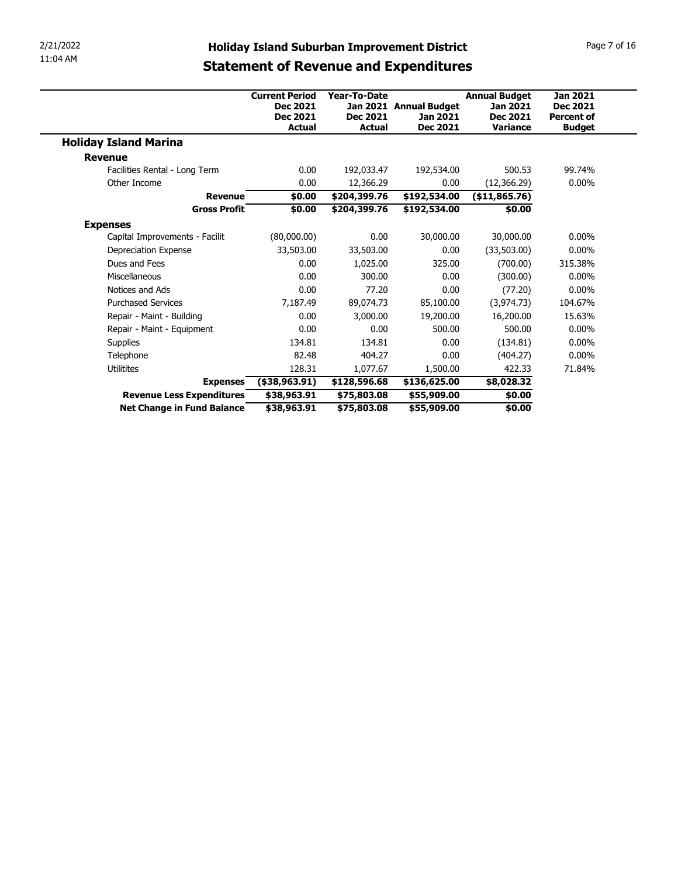# Holiday Island Suburban Improvement District

## Statement of Revenue and Expenditures

| | Current Period Dec 2021 Dec 2021 Actual | Year-To-Date Jan 2021 Dec 2021 Actual | Annual Budget Jan 2021 Dec 2021 | Annual Budget Jan 2021 Dec 2021 Variance | Jan 2021 Dec 2021 Percent of Budget |
|---|---|---|---|---|---|
| **Holiday Island Marina** | | | | | |
| **Revenue** | | | | | |
| Facilities Rental - Long Term | 0.00 | 192,033.47 | 192,534.00 | 500.53 | 99.74% |
| Other Income | 0.00 | 12,366.29 | 0.00 | (12,366.29) | 0.00% |
| **Revenue** | **$0.00** | **$204,399.76** | **$192,534.00** | **($11,865.76)** | |
| **Gross Profit** | **$0.00** | **$204,399.76** | **$192,534.00** | **$0.00** | |
| **Expenses** | | | | | |
| Capital Improvements - Facilit | (80,000.00) | 0.00 | 30,000.00 | 30,000.00 | 0.00% |
| Depreciation Expense | 33,503.00 | 33,503.00 | 0.00 | (33,503.00) | 0.00% |
| Dues and Fees | 0.00 | 1,025.00 | 325.00 | (700.00) | 315.38% |
| Miscellaneous | 0.00 | 300.00 | 0.00 | (300.00) | 0.00% |
| Notices and Ads | 0.00 | 77.20 | 0.00 | (77.20) | 0.00% |
| Purchased Services | 7,187.49 | 89,074.73 | 85,100.00 | (3,974.73) | 104.67% |
| Repair - Maint - Building | 0.00 | 3,000.00 | 19,200.00 | 16,200.00 | 15.63% |
| Repair - Maint - Equipment | 0.00 | 0.00 | 500.00 | 500.00 | 0.00% |
| Supplies | 134.81 | 134.81 | 0.00 | (134.81) | 0.00% |
| Telephone | 82.48 | 404.27 | 0.00 | (404.27) | 0.00% |
| Utilitites | 128.31 | 1,077.67 | 1,500.00 | 422.33 | 71.84% |
| **Expenses** | **($38,963.91)** | **$128,596.68** | **$136,625.00** | **$8,028.32** | |
| **Revenue Less Expenditures** | **$38,963.91** | **$75,803.08** | **$55,909.00** | **$0.00** | |
| **Net Change in Fund Balance** | **$38,963.91** | **$75,803.08** | **$55,909.00** | **$0.00** | |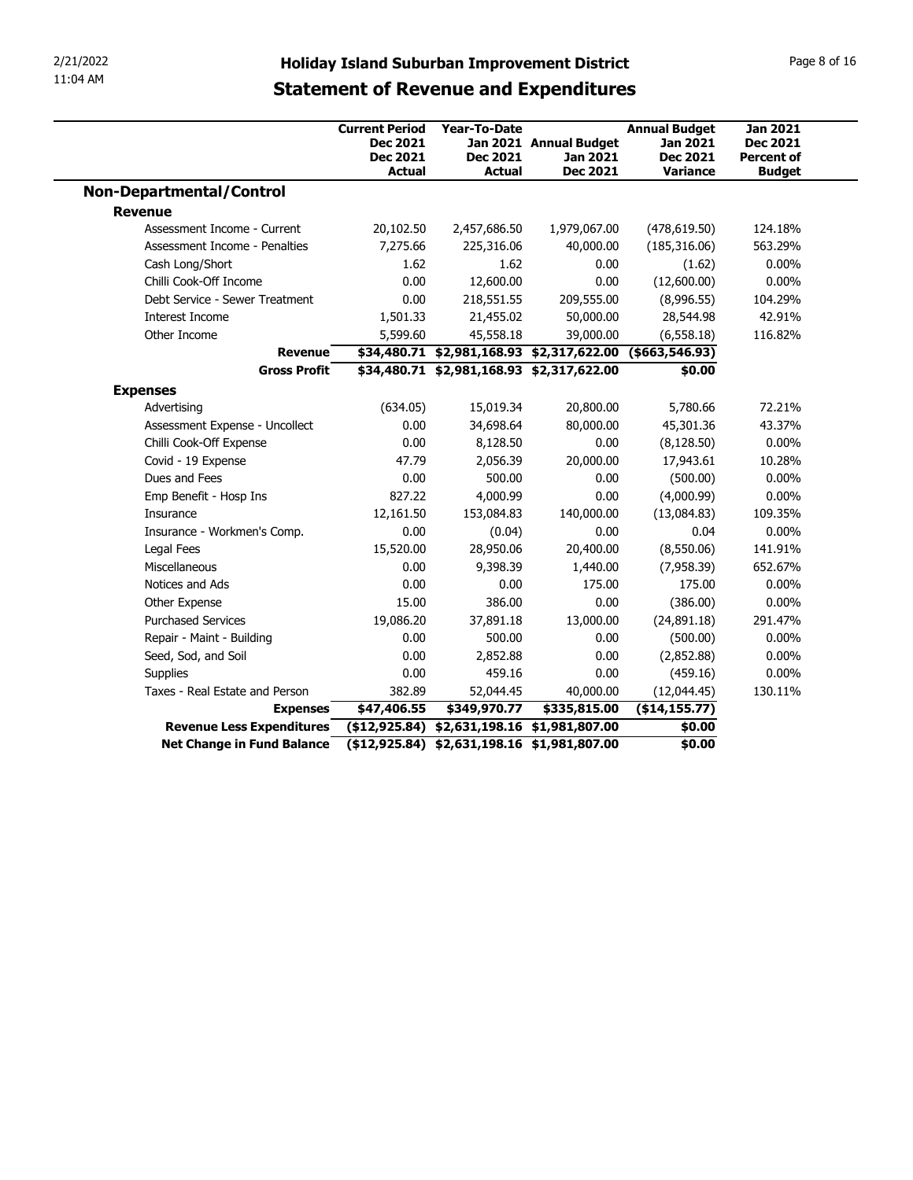# Holiday Island Suburban Improvement District

## Statement of Revenue and Expenditures

| | Current Period Dec 2021 Dec 2021 Actual | Year-To-Date Jan 2021 Dec 2021 Actual | Annual Budget Jan 2021 Dec 2021 | Annual Budget Jan 2021 Dec 2021 Variance | Jan 2021 Dec 2021 Percent of Budget |
|---|---|---|---|---|---|
| **Non-Departmental/Control** | | | | | |
| **Revenue** | | | | | |
| Assessment Income - Current | 20,102.50 | 2,457,686.50 | 1,979,067.00 | (478,619.50) | 124.18% |
| Assessment Income - Penalties | 7,275.66 | 225,316.06 | 40,000.00 | (185,316.06) | 563.29% |
| Cash Long/Short | 1.62 | 1.62 | 0.00 | (1.62) | 0.00% |
| Chilli Cook-Off Income | 0.00 | 12,600.00 | 0.00 | (12,600.00) | 0.00% |
| Debt Service - Sewer Treatment | 0.00 | 218,551.55 | 209,555.00 | (8,996.55) | 104.29% |
| Interest Income | 1,501.33 | 21,455.02 | 50,000.00 | 28,544.98 | 42.91% |
| Other Income | 5,599.60 | 45,558.18 | 39,000.00 | (6,558.18) | 116.82% |
| **Revenue** | **$34,480.71** | **$2,981,168.93** | **$2,317,622.00** | **($663,546.93)** | |
| **Gross Profit** | **$34,480.71** | **$2,981,168.93** | **$2,317,622.00** | **$0.00** | |
| **Expenses** | | | | | |
| Advertising | (634.05) | 15,019.34 | 20,800.00 | 5,780.66 | 72.21% |
| Assessment Expense - Uncollect | 0.00 | 34,698.64 | 80,000.00 | 45,301.36 | 43.37% |
| Chilli Cook-Off Expense | 0.00 | 8,128.50 | 0.00 | (8,128.50) | 0.00% |
| Covid - 19 Expense | 47.79 | 2,056.39 | 20,000.00 | 17,943.61 | 10.28% |
| Dues and Fees | 0.00 | 500.00 | 0.00 | (500.00) | 0.00% |
| Emp Benefit - Hosp Ins | 827.22 | 4,000.99 | 0.00 | (4,000.99) | 0.00% |
| Insurance | 12,161.50 | 153,084.83 | 140,000.00 | (13,084.83) | 109.35% |
| Insurance - Workmen's Comp. | 0.00 | (0.04) | 0.00 | 0.04 | 0.00% |
| Legal Fees | 15,520.00 | 28,950.06 | 20,400.00 | (8,550.06) | 141.91% |
| Miscellaneous | 0.00 | 9,398.39 | 1,440.00 | (7,958.39) | 652.67% |
| Notices and Ads | 0.00 | 0.00 | 175.00 | 175.00 | 0.00% |
| Other Expense | 15.00 | 386.00 | 0.00 | (386.00) | 0.00% |
| Purchased Services | 19,086.20 | 37,891.18 | 13,000.00 | (24,891.18) | 291.47% |
| Repair - Maint - Building | 0.00 | 500.00 | 0.00 | (500.00) | 0.00% |
| Seed, Sod, and Soil | 0.00 | 2,852.88 | 0.00 | (2,852.88) | 0.00% |
| Supplies | 0.00 | 459.16 | 0.00 | (459.16) | 0.00% |
| Taxes - Real Estate and Person | 382.89 | 52,044.45 | 40,000.00 | (12,044.45) | 130.11% |
| **Expenses** | **$47,406.55** | **$349,970.77** | **$335,815.00** | **($14,155.77)** | |
| **Revenue Less Expenditures** | **($12,925.84)** | **$2,631,198.16** | **$1,981,807.00** | **$0.00** | |
| **Net Change in Fund Balance** | **($12,925.84)** | **$2,631,198.16** | **$1,981,807.00** | **$0.00** | |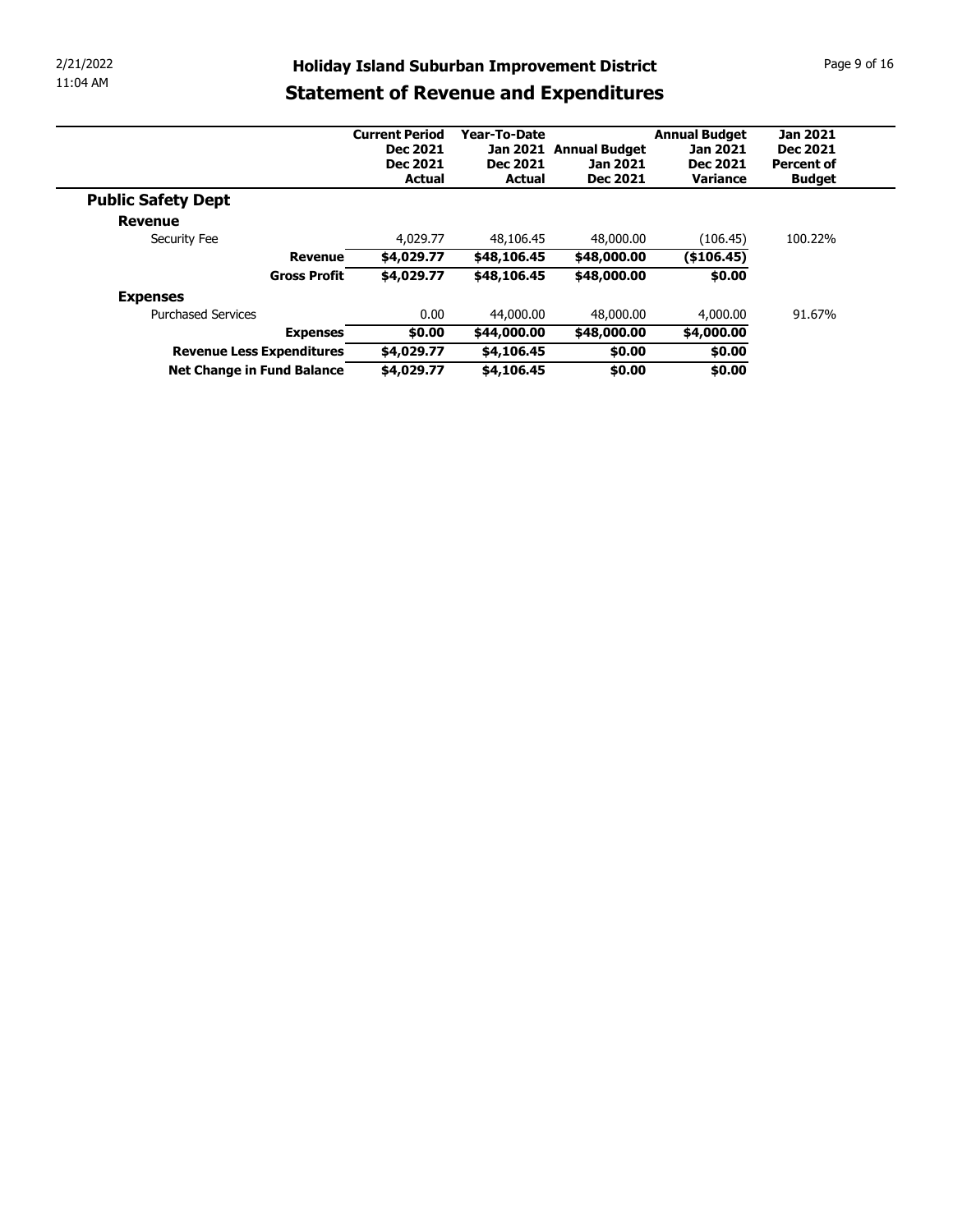# Holiday Island Suburban Improvement District

## Statement of Revenue and Expenditures

| | Current Period Dec 2021 Dec 2021 Actual | Year-To-Date Jan 2021 Dec 2021 Actual | Annual Budget Jan 2021 Dec 2021 | Annual Budget Jan 2021 Dec 2021 Variance | Jan 2021 Dec 2021 Percent of Budget |
|---|---|---|---|---|---|
| **Public Safety Dept** | | | | | |
| **Revenue** | | | | | |
| Security Fee | 4,029.77 | 48,106.45 | 48,000.00 | (106.45) | 100.22% |
| **Revenue** | **$4,029.77** | **$48,106.45** | **$48,000.00** | **($106.45)** | |
| **Gross Profit** | **$4,029.77** | **$48,106.45** | **$48,000.00** | **$0.00** | |
| **Expenses** | | | | | |
| Purchased Services | 0.00 | 44,000.00 | 48,000.00 | 4,000.00 | 91.67% |
| **Expenses** | **$0.00** | **$44,000.00** | **$48,000.00** | **$4,000.00** | |
| **Revenue Less Expenditures** | **$4,029.77** | **$4,106.45** | **$0.00** | **$0.00** | |
| **Net Change in Fund Balance** | **$4,029.77** | **$4,106.45** | **$0.00** | **$0.00** | |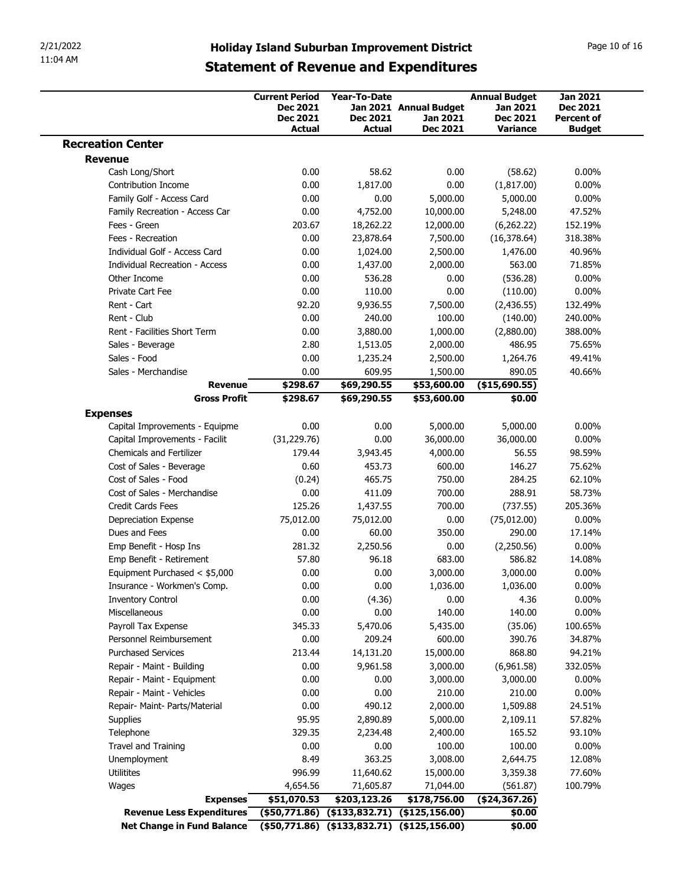# Holiday Island Suburban Improvement District

## Statement of Revenue and Expenditures

| | Current Period Dec 2021 Dec 2021 Actual | Year-To-Date Jan 2021 Dec 2021 Actual | Annual Budget Jan 2021 Dec 2021 | Annual Budget Jan 2021 Dec 2021 Variance | Jan 2021 Dec 2021 Percent of Budget |
|---|---|---|---|---|---|
| **Recreation Center** | | | | | |
| **Revenue** | | | | | |
| Cash Long/Short | 0.00 | 58.62 | 0.00 | (58.62) | 0.00% |
| Contribution Income | 0.00 | 1,817.00 | 0.00 | (1,817.00) | 0.00% |
| Family Golf - Access Card | 0.00 | 0.00 | 5,000.00 | 5,000.00 | 0.00% |
| Family Recreation - Access Car | 0.00 | 4,752.00 | 10,000.00 | 5,248.00 | 47.52% |
| Fees - Green | 203.67 | 18,262.22 | 12,000.00 | (6,262.22) | 152.19% |
| Fees - Recreation | 0.00 | 23,878.64 | 7,500.00 | (16,378.64) | 318.38% |
| Individual Golf - Access Card | 0.00 | 1,024.00 | 2,500.00 | 1,476.00 | 40.96% |
| Individual Recreation - Access | 0.00 | 1,437.00 | 2,000.00 | 563.00 | 71.85% |
| Other Income | 0.00 | 536.28 | 0.00 | (536.28) | 0.00% |
| Private Cart Fee | 0.00 | 110.00 | 0.00 | (110.00) | 0.00% |
| Rent - Cart | 92.20 | 9,936.55 | 7,500.00 | (2,436.55) | 132.49% |
| Rent - Club | 0.00 | 240.00 | 100.00 | (140.00) | 240.00% |
| Rent - Facilities Short Term | 0.00 | 3,880.00 | 1,000.00 | (2,880.00) | 388.00% |
| Sales - Beverage | 2.80 | 1,513.05 | 2,000.00 | 486.95 | 75.65% |
| Sales - Food | 0.00 | 1,235.24 | 2,500.00 | 1,264.76 | 49.41% |
| Sales - Merchandise | 0.00 | 609.95 | 1,500.00 | 890.05 | 40.66% |
| **Revenue** | **$298.67** | **$69,290.55** | **$53,600.00** | **($15,690.55)** | |
| **Gross Profit** | **$298.67** | **$69,290.55** | **$53,600.00** | **$0.00** | |
| **Expenses** | | | | | |
| Capital Improvements - Equipme | 0.00 | 0.00 | 5,000.00 | 5,000.00 | 0.00% |
| Capital Improvements - Facilit | (31,229.76) | 0.00 | 36,000.00 | 36,000.00 | 0.00% |
| Chemicals and Fertilizer | 179.44 | 3,943.45 | 4,000.00 | 56.55 | 98.59% |
| Cost of Sales - Beverage | 0.60 | 453.73 | 600.00 | 146.27 | 75.62% |
| Cost of Sales - Food | (0.24) | 465.75 | 750.00 | 284.25 | 62.10% |
| Cost of Sales - Merchandise | 0.00 | 411.09 | 700.00 | 288.91 | 58.73% |
| Credit Cards Fees | 125.26 | 1,437.55 | 700.00 | (737.55) | 205.36% |
| Depreciation Expense | 75,012.00 | 75,012.00 | 0.00 | (75,012.00) | 0.00% |
| Dues and Fees | 0.00 | 60.00 | 350.00 | 290.00 | 17.14% |
| Emp Benefit - Hosp Ins | 281.32 | 2,250.56 | 0.00 | (2,250.56) | 0.00% |
| Emp Benefit - Retirement | 57.80 | 96.18 | 683.00 | 586.82 | 14.08% |
| Equipment Purchased < $5,000 | 0.00 | 0.00 | 3,000.00 | 3,000.00 | 0.00% |
| Insurance - Workmen's Comp. | 0.00 | 0.00 | 1,036.00 | 1,036.00 | 0.00% |
| Inventory Control | 0.00 | (4.36) | 0.00 | 4.36 | 0.00% |
| Miscellaneous | 0.00 | 0.00 | 140.00 | 140.00 | 0.00% |
| Payroll Tax Expense | 345.33 | 5,470.06 | 5,435.00 | (35.06) | 100.65% |
| Personnel Reimbursement | 0.00 | 209.24 | 600.00 | 390.76 | 34.87% |
| Purchased Services | 213.44 | 14,131.20 | 15,000.00 | 868.80 | 94.21% |
| Repair - Maint - Building | 0.00 | 9,961.58 | 3,000.00 | (6,961.58) | 332.05% |
| Repair - Maint - Equipment | 0.00 | 0.00 | 3,000.00 | 3,000.00 | 0.00% |
| Repair - Maint - Vehicles | 0.00 | 0.00 | 210.00 | 210.00 | 0.00% |
| Repair- Maint- Parts/Material | 0.00 | 490.12 | 2,000.00 | 1,509.88 | 24.51% |
| Supplies | 95.95 | 2,890.89 | 5,000.00 | 2,109.11 | 57.82% |
| Telephone | 329.35 | 2,234.48 | 2,400.00 | 165.52 | 93.10% |
| Travel and Training | 0.00 | 0.00 | 100.00 | 100.00 | 0.00% |
| Unemployment | 8.49 | 363.25 | 3,008.00 | 2,644.75 | 12.08% |
| Utilitites | 996.99 | 11,640.62 | 15,000.00 | 3,359.38 | 77.60% |
| Wages | 4,654.56 | 71,605.87 | 71,044.00 | (561.87) | 100.79% |
| **Expenses** | **$51,070.53** | **$203,123.26** | **$178,756.00** | **($24,367.26)** | |
| **Revenue Less Expenditures** | **($50,771.86)** | **($133,832.71)** | **($125,156.00)** | **$0.00** | |
| **Net Change in Fund Balance** | **($50,771.86)** | **($133,832.71)** | **($125,156.00)** | **$0.00** | |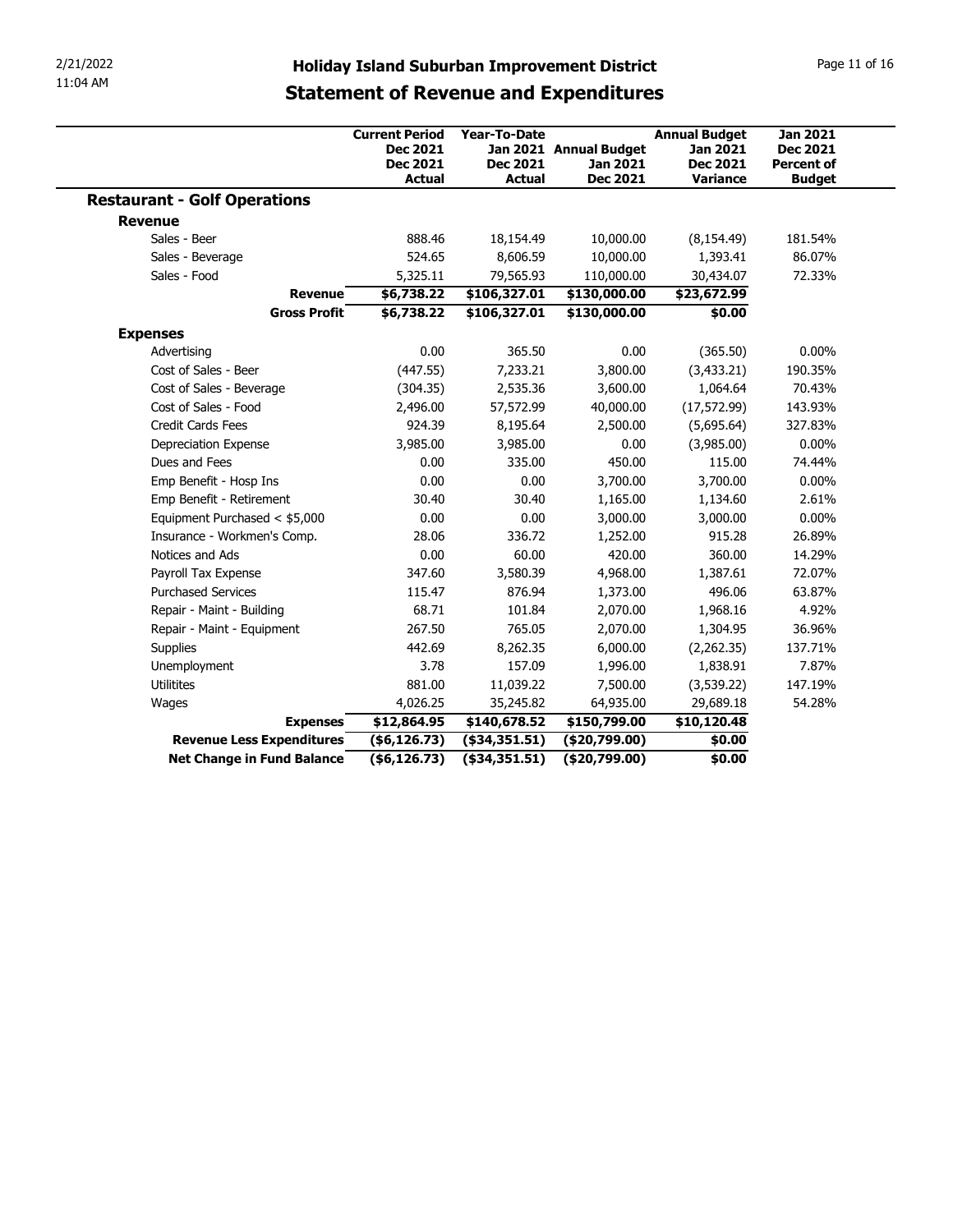# Holiday Island Suburban Improvement District

## Statement of Revenue and Expenditures

| | Current Period Dec 2021 Dec 2021 Actual | Year-To-Date Jan 2021 Dec 2021 Actual | Annual Budget Jan 2021 Dec 2021 | Annual Budget Jan 2021 Dec 2021 Variance | Jan 2021 Dec 2021 Percent of Budget |
|---|---|---|---|---|---|
| **Restaurant - Golf Operations** | | | | | |
| **Revenue** | | | | | |
| Sales - Beer | 888.46 | 18,154.49 | 10,000.00 | (8,154.49) | 181.54% |
| Sales - Beverage | 524.65 | 8,606.59 | 10,000.00 | 1,393.41 | 86.07% |
| Sales - Food | 5,325.11 | 79,565.93 | 110,000.00 | 30,434.07 | 72.33% |
| **Revenue** | **$6,738.22** | **$106,327.01** | **$130,000.00** | **$23,672.99** | |
| **Gross Profit** | **$6,738.22** | **$106,327.01** | **$130,000.00** | **$0.00** | |
| **Expenses** | | | | | |
| Advertising | 0.00 | 365.50 | 0.00 | (365.50) | 0.00% |
| Cost of Sales - Beer | (447.55) | 7,233.21 | 3,800.00 | (3,433.21) | 190.35% |
| Cost of Sales - Beverage | (304.35) | 2,535.36 | 3,600.00 | 1,064.64 | 70.43% |
| Cost of Sales - Food | 2,496.00 | 57,572.99 | 40,000.00 | (17,572.99) | 143.93% |
| Credit Cards Fees | 924.39 | 8,195.64 | 2,500.00 | (5,695.64) | 327.83% |
| Depreciation Expense | 3,985.00 | 3,985.00 | 0.00 | (3,985.00) | 0.00% |
| Dues and Fees | 0.00 | 335.00 | 450.00 | 115.00 | 74.44% |
| Emp Benefit - Hosp Ins | 0.00 | 0.00 | 3,700.00 | 3,700.00 | 0.00% |
| Emp Benefit - Retirement | 30.40 | 30.40 | 1,165.00 | 1,134.60 | 2.61% |
| Equipment Purchased < $5,000 | 0.00 | 0.00 | 3,000.00 | 3,000.00 | 0.00% |
| Insurance - Workmen's Comp. | 28.06 | 336.72 | 1,252.00 | 915.28 | 26.89% |
| Notices and Ads | 0.00 | 60.00 | 420.00 | 360.00 | 14.29% |
| Payroll Tax Expense | 347.60 | 3,580.39 | 4,968.00 | 1,387.61 | 72.07% |
| Purchased Services | 115.47 | 876.94 | 1,373.00 | 496.06 | 63.87% |
| Repair - Maint - Building | 68.71 | 101.84 | 2,070.00 | 1,968.16 | 4.92% |
| Repair - Maint - Equipment | 267.50 | 765.05 | 2,070.00 | 1,304.95 | 36.96% |
| Supplies | 442.69 | 8,262.35 | 6,000.00 | (2,262.35) | 137.71% |
| Unemployment | 3.78 | 157.09 | 1,996.00 | 1,838.91 | 7.87% |
| Utilitites | 881.00 | 11,039.22 | 7,500.00 | (3,539.22) | 147.19% |
| Wages | 4,026.25 | 35,245.82 | 64,935.00 | 29,689.18 | 54.28% |
| **Expenses** | **$12,864.95** | **$140,678.52** | **$150,799.00** | **$10,120.48** | |
| **Revenue Less Expenditures** | **($6,126.73)** | **($34,351.51)** | **($20,799.00)** | **$0.00** | |
| **Net Change in Fund Balance** | **($6,126.73)** | **($34,351.51)** | **($20,799.00)** | **$0.00** | |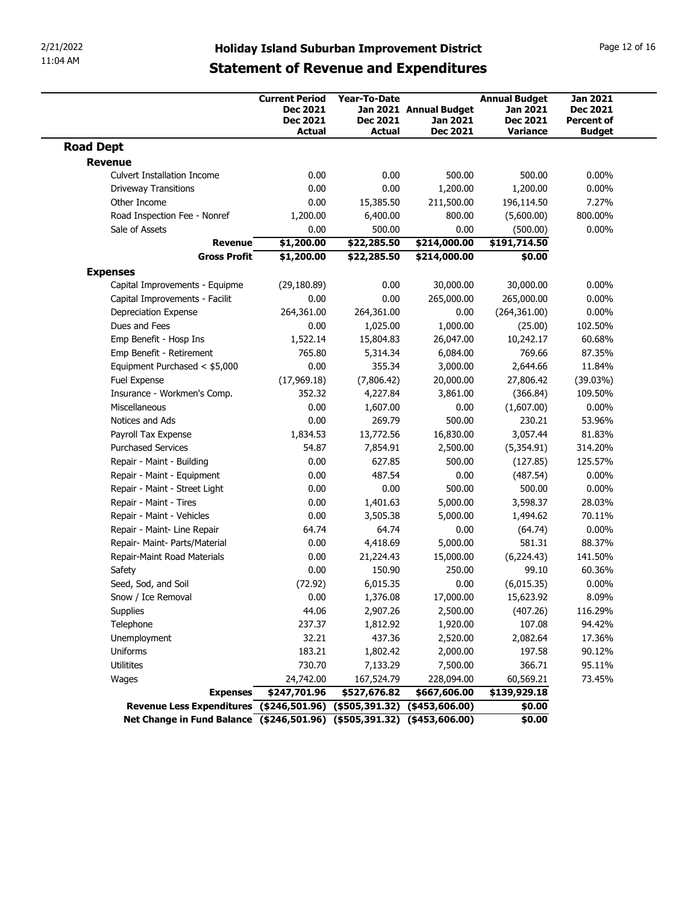# Holiday Island Suburban Improvement District

## Statement of Revenue and Expenditures

| | Current Period Dec 2021 Dec 2021 Actual | Year-To-Date Jan 2021 Dec 2021 Actual | Annual Budget Jan 2021 Dec 2021 | Annual Budget Jan 2021 Dec 2021 Variance | Jan 2021 Dec 2021 Percent of Budget |
|---|---|---|---|---|---|
| **Road Dept** | | | | | |
| **Revenue** | | | | | |
| Culvert Installation Income | 0.00 | 0.00 | 500.00 | 500.00 | 0.00% |
| Driveway Transitions | 0.00 | 0.00 | 1,200.00 | 1,200.00 | 0.00% |
| Other Income | 0.00 | 15,385.50 | 211,500.00 | 196,114.50 | 7.27% |
| Road Inspection Fee - Nonref | 1,200.00 | 6,400.00 | 800.00 | (5,600.00) | 800.00% |
| Sale of Assets | 0.00 | 500.00 | 0.00 | (500.00) | 0.00% |
| **Revenue** | **$1,200.00** | **$22,285.50** | **$214,000.00** | **$191,714.50** | |
| **Gross Profit** | **$1,200.00** | **$22,285.50** | **$214,000.00** | **$0.00** | |
| **Expenses** | | | | | |
| Capital Improvements - Equipme | (29,180.89) | 0.00 | 30,000.00 | 30,000.00 | 0.00% |
| Capital Improvements - Facilit | 0.00 | 0.00 | 265,000.00 | 265,000.00 | 0.00% |
| Depreciation Expense | 264,361.00 | 264,361.00 | 0.00 | (264,361.00) | 0.00% |
| Dues and Fees | 0.00 | 1,025.00 | 1,000.00 | (25.00) | 102.50% |
| Emp Benefit - Hosp Ins | 1,522.14 | 15,804.83 | 26,047.00 | 10,242.17 | 60.68% |
| Emp Benefit - Retirement | 765.80 | 5,314.34 | 6,084.00 | 769.66 | 87.35% |
| Equipment Purchased < $5,000 | 0.00 | 355.34 | 3,000.00 | 2,644.66 | 11.84% |
| Fuel Expense | (17,969.18) | (7,806.42) | 20,000.00 | 27,806.42 | (39.03%) |
| Insurance - Workmen's Comp. | 352.32 | 4,227.84 | 3,861.00 | (366.84) | 109.50% |
| Miscellaneous | 0.00 | 1,607.00 | 0.00 | (1,607.00) | 0.00% |
| Notices and Ads | 0.00 | 269.79 | 500.00 | 230.21 | 53.96% |
| Payroll Tax Expense | 1,834.53 | 13,772.56 | 16,830.00 | 3,057.44 | 81.83% |
| Purchased Services | 54.87 | 7,854.91 | 2,500.00 | (5,354.91) | 314.20% |
| Repair - Maint - Building | 0.00 | 627.85 | 500.00 | (127.85) | 125.57% |
| Repair - Maint - Equipment | 0.00 | 487.54 | 0.00 | (487.54) | 0.00% |
| Repair - Maint - Street Light | 0.00 | 0.00 | 500.00 | 500.00 | 0.00% |
| Repair - Maint - Tires | 0.00 | 1,401.63 | 5,000.00 | 3,598.37 | 28.03% |
| Repair - Maint - Vehicles | 0.00 | 3,505.38 | 5,000.00 | 1,494.62 | 70.11% |
| Repair - Maint- Line Repair | 64.74 | 64.74 | 0.00 | (64.74) | 0.00% |
| Repair- Maint- Parts/Material | 0.00 | 4,418.69 | 5,000.00 | 581.31 | 88.37% |
| Repair-Maint Road Materials | 0.00 | 21,224.43 | 15,000.00 | (6,224.43) | 141.50% |
| Safety | 0.00 | 150.90 | 250.00 | 99.10 | 60.36% |
| Seed, Sod, and Soil | (72.92) | 6,015.35 | 0.00 | (6,015.35) | 0.00% |
| Snow / Ice Removal | 0.00 | 1,376.08 | 17,000.00 | 15,623.92 | 8.09% |
| Supplies | 44.06 | 2,907.26 | 2,500.00 | (407.26) | 116.29% |
| Telephone | 237.37 | 1,812.92 | 1,920.00 | 107.08 | 94.42% |
| Unemployment | 32.21 | 437.36 | 2,520.00 | 2,082.64 | 17.36% |
| Uniforms | 183.21 | 1,802.42 | 2,000.00 | 197.58 | 90.12% |
| Utilitites | 730.70 | 7,133.29 | 7,500.00 | 366.71 | 95.11% |
| Wages | 24,742.00 | 167,524.79 | 228,094.00 | 60,569.21 | 73.45% |
| **Expenses** | **$247,701.96** | **$527,676.82** | **$667,606.00** | **$139,929.18** | |
| **Revenue Less Expenditures** | **($246,501.96)** | **($505,391.32)** | **($453,606.00)** | **$0.00** | |
| **Net Change in Fund Balance** | **($246,501.96)** | **($505,391.32)** | **($453,606.00)** | **$0.00** | |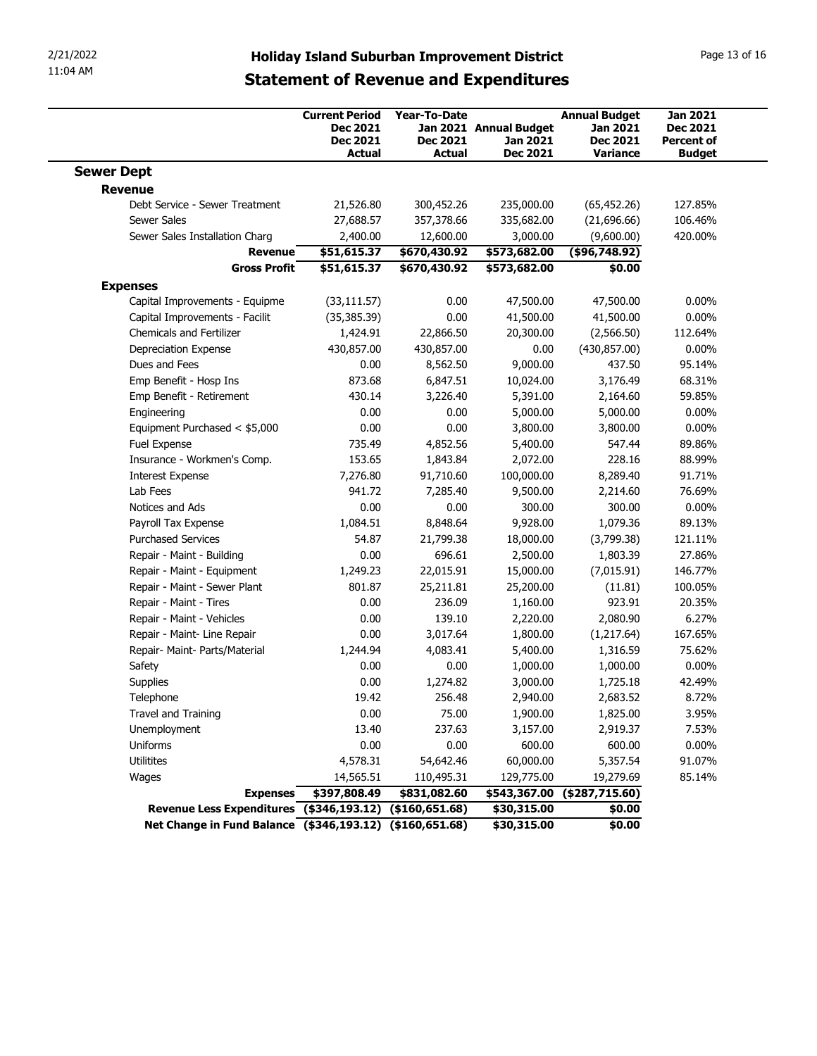# Holiday Island Suburban Improvement District

## Statement of Revenue and Expenditures

2/21/2022
11:04 AM

| | Current Period Dec 2021 Dec 2021 Actual | Year-To-Date Jan 2021 Dec 2021 Actual | Annual Budget Jan 2021 Dec 2021 | Annual Budget Jan 2021 Dec 2021 Variance | Jan 2021 Dec 2021 Percent of Budget |
|---|---|---|---|---|---|
| **Sewer Dept** | | | | | |
| **Revenue** | | | | | |
| Debt Service - Sewer Treatment | 21,526.80 | 300,452.26 | 235,000.00 | (65,452.26) | 127.85% |
| Sewer Sales | 27,688.57 | 357,378.66 | 335,682.00 | (21,696.66) | 106.46% |
| Sewer Sales Installation Charg | 2,400.00 | 12,600.00 | 3,000.00 | (9,600.00) | 420.00% |
| **Revenue** | **$51,615.37** | **$670,430.92** | **$573,682.00** | **($96,748.92)** | |
| **Gross Profit** | **$51,615.37** | **$670,430.92** | **$573,682.00** | **$0.00** | |
| **Expenses** | | | | | |
| Capital Improvements - Equipme | (33,111.57) | 0.00 | 47,500.00 | 47,500.00 | 0.00% |
| Capital Improvements - Facilit | (35,385.39) | 0.00 | 41,500.00 | 41,500.00 | 0.00% |
| Chemicals and Fertilizer | 1,424.91 | 22,866.50 | 20,300.00 | (2,566.50) | 112.64% |
| Depreciation Expense | 430,857.00 | 430,857.00 | 0.00 | (430,857.00) | 0.00% |
| Dues and Fees | 0.00 | 8,562.50 | 9,000.00 | 437.50 | 95.14% |
| Emp Benefit - Hosp Ins | 873.68 | 6,847.51 | 10,024.00 | 3,176.49 | 68.31% |
| Emp Benefit - Retirement | 430.14 | 3,226.40 | 5,391.00 | 2,164.60 | 59.85% |
| Engineering | 0.00 | 0.00 | 5,000.00 | 5,000.00 | 0.00% |
| Equipment Purchased < $5,000 | 0.00 | 0.00 | 3,800.00 | 3,800.00 | 0.00% |
| Fuel Expense | 735.49 | 4,852.56 | 5,400.00 | 547.44 | 89.86% |
| Insurance - Workmen's Comp. | 153.65 | 1,843.84 | 2,072.00 | 228.16 | 88.99% |
| Interest Expense | 7,276.80 | 91,710.60 | 100,000.00 | 8,289.40 | 91.71% |
| Lab Fees | 941.72 | 7,285.40 | 9,500.00 | 2,214.60 | 76.69% |
| Notices and Ads | 0.00 | 0.00 | 300.00 | 300.00 | 0.00% |
| Payroll Tax Expense | 1,084.51 | 8,848.64 | 9,928.00 | 1,079.36 | 89.13% |
| Purchased Services | 54.87 | 21,799.38 | 18,000.00 | (3,799.38) | 121.11% |
| Repair - Maint - Building | 0.00 | 696.61 | 2,500.00 | 1,803.39 | 27.86% |
| Repair - Maint - Equipment | 1,249.23 | 22,015.91 | 15,000.00 | (7,015.91) | 146.77% |
| Repair - Maint - Sewer Plant | 801.87 | 25,211.81 | 25,200.00 | (11.81) | 100.05% |
| Repair - Maint - Tires | 0.00 | 236.09 | 1,160.00 | 923.91 | 20.35% |
| Repair - Maint - Vehicles | 0.00 | 139.10 | 2,220.00 | 2,080.90 | 6.27% |
| Repair - Maint- Line Repair | 0.00 | 3,017.64 | 1,800.00 | (1,217.64) | 167.65% |
| Repair- Maint- Parts/Material | 1,244.94 | 4,083.41 | 5,400.00 | 1,316.59 | 75.62% |
| Safety | 0.00 | 0.00 | 1,000.00 | 1,000.00 | 0.00% |
| Supplies | 0.00 | 1,274.82 | 3,000.00 | 1,725.18 | 42.49% |
| Telephone | 19.42 | 256.48 | 2,940.00 | 2,683.52 | 8.72% |
| Travel and Training | 0.00 | 75.00 | 1,900.00 | 1,825.00 | 3.95% |
| Unemployment | 13.40 | 237.63 | 3,157.00 | 2,919.37 | 7.53% |
| Uniforms | 0.00 | 0.00 | 600.00 | 600.00 | 0.00% |
| Utilitites | 4,578.31 | 54,642.46 | 60,000.00 | 5,357.54 | 91.07% |
| Wages | 14,565.51 | 110,495.31 | 129,775.00 | 19,279.69 | 85.14% |
| **Expenses** | **$397,808.49** | **$831,082.60** | **$543,367.00** | **($287,715.60)** | |
| **Revenue Less Expenditures** | **($346,193.12)** | **($160,651.68)** | **$30,315.00** | **$0.00** | |
| **Net Change in Fund Balance** | **($346,193.12)** | **($160,651.68)** | **$30,315.00** | **$0.00** | |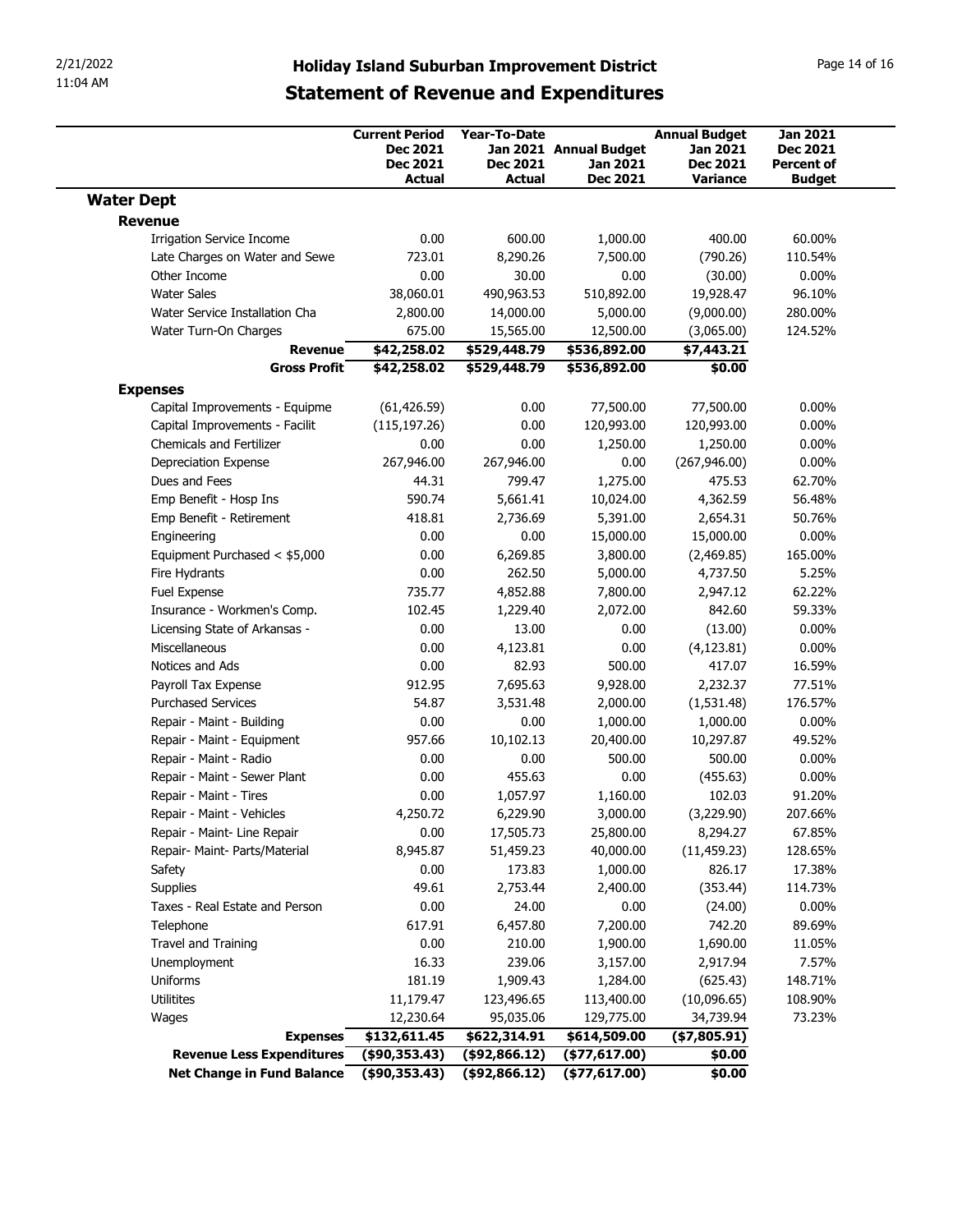# Holiday Island Suburban Improvement District

## Statement of Revenue and Expenditures

| | Current Period Dec 2021 Dec 2021 Actual | Year-To-Date Jan 2021 Dec 2021 Actual | Annual Budget Jan 2021 Dec 2021 | Annual Budget Jan 2021 Dec 2021 Variance | Jan 2021 Dec 2021 Percent of Budget |
|---|---|---|---|---|---|
| **Water Dept** | | | | | |
| **Revenue** | | | | | |
| Irrigation Service Income | 0.00 | 600.00 | 1,000.00 | 400.00 | 60.00% |
| Late Charges on Water and Sewe | 723.01 | 8,290.26 | 7,500.00 | (790.26) | 110.54% |
| Other Income | 0.00 | 30.00 | 0.00 | (30.00) | 0.00% |
| Water Sales | 38,060.01 | 490,963.53 | 510,892.00 | 19,928.47 | 96.10% |
| Water Service Installation Cha | 2,800.00 | 14,000.00 | 5,000.00 | (9,000.00) | 280.00% |
| Water Turn-On Charges | 675.00 | 15,565.00 | 12,500.00 | (3,065.00) | 124.52% |
| **Revenue** | **$42,258.02** | **$529,448.79** | **$536,892.00** | **$7,443.21** | |
| **Gross Profit** | **$42,258.02** | **$529,448.79** | **$536,892.00** | **$0.00** | |
| **Expenses** | | | | | |
| Capital Improvements - Equipme | (61,426.59) | 0.00 | 77,500.00 | 77,500.00 | 0.00% |
| Capital Improvements - Facilit | (115,197.26) | 0.00 | 120,993.00 | 120,993.00 | 0.00% |
| Chemicals and Fertilizer | 0.00 | 0.00 | 1,250.00 | 1,250.00 | 0.00% |
| Depreciation Expense | 267,946.00 | 267,946.00 | 0.00 | (267,946.00) | 0.00% |
| Dues and Fees | 44.31 | 799.47 | 1,275.00 | 475.53 | 62.70% |
| Emp Benefit - Hosp Ins | 590.74 | 5,661.41 | 10,024.00 | 4,362.59 | 56.48% |
| Emp Benefit - Retirement | 418.81 | 2,736.69 | 5,391.00 | 2,654.31 | 50.76% |
| Engineering | 0.00 | 0.00 | 15,000.00 | 15,000.00 | 0.00% |
| Equipment Purchased < $5,000 | 0.00 | 6,269.85 | 3,800.00 | (2,469.85) | 165.00% |
| Fire Hydrants | 0.00 | 262.50 | 5,000.00 | 4,737.50 | 5.25% |
| Fuel Expense | 735.77 | 4,852.88 | 7,800.00 | 2,947.12 | 62.22% |
| Insurance - Workmen's Comp. | 102.45 | 1,229.40 | 2,072.00 | 842.60 | 59.33% |
| Licensing State of Arkansas - | 0.00 | 13.00 | 0.00 | (13.00) | 0.00% |
| Miscellaneous | 0.00 | 4,123.81 | 0.00 | (4,123.81) | 0.00% |
| Notices and Ads | 0.00 | 82.93 | 500.00 | 417.07 | 16.59% |
| Payroll Tax Expense | 912.95 | 7,695.63 | 9,928.00 | 2,232.37 | 77.51% |
| Purchased Services | 54.87 | 3,531.48 | 2,000.00 | (1,531.48) | 176.57% |
| Repair - Maint - Building | 0.00 | 0.00 | 1,000.00 | 1,000.00 | 0.00% |
| Repair - Maint - Equipment | 957.66 | 10,102.13 | 20,400.00 | 10,297.87 | 49.52% |
| Repair - Maint - Radio | 0.00 | 0.00 | 500.00 | 500.00 | 0.00% |
| Repair - Maint - Sewer Plant | 0.00 | 455.63 | 0.00 | (455.63) | 0.00% |
| Repair - Maint - Tires | 0.00 | 1,057.97 | 1,160.00 | 102.03 | 91.20% |
| Repair - Maint - Vehicles | 4,250.72 | 6,229.90 | 3,000.00 | (3,229.90) | 207.66% |
| Repair - Maint- Line Repair | 0.00 | 17,505.73 | 25,800.00 | 8,294.27 | 67.85% |
| Repair- Maint- Parts/Material | 8,945.87 | 51,459.23 | 40,000.00 | (11,459.23) | 128.65% |
| Safety | 0.00 | 173.83 | 1,000.00 | 826.17 | 17.38% |
| Supplies | 49.61 | 2,753.44 | 2,400.00 | (353.44) | 114.73% |
| Taxes - Real Estate and Person | 0.00 | 24.00 | 0.00 | (24.00) | 0.00% |
| Telephone | 617.91 | 6,457.80 | 7,200.00 | 742.20 | 89.69% |
| Travel and Training | 0.00 | 210.00 | 1,900.00 | 1,690.00 | 11.05% |
| Unemployment | 16.33 | 239.06 | 3,157.00 | 2,917.94 | 7.57% |
| Uniforms | 181.19 | 1,909.43 | 1,284.00 | (625.43) | 148.71% |
| Utilitites | 11,179.47 | 123,496.65 | 113,400.00 | (10,096.65) | 108.90% |
| Wages | 12,230.64 | 95,035.06 | 129,775.00 | 34,739.94 | 73.23% |
| **Expenses** | **$132,611.45** | **$622,314.91** | **$614,509.00** | **($7,805.91)** | |
| **Revenue Less Expenditures** | **($90,353.43)** | **($92,866.12)** | **($77,617.00)** | **$0.00** | |
| **Net Change in Fund Balance** | **($90,353.43)** | **($92,866.12)** | **($77,617.00)** | **$0.00** | |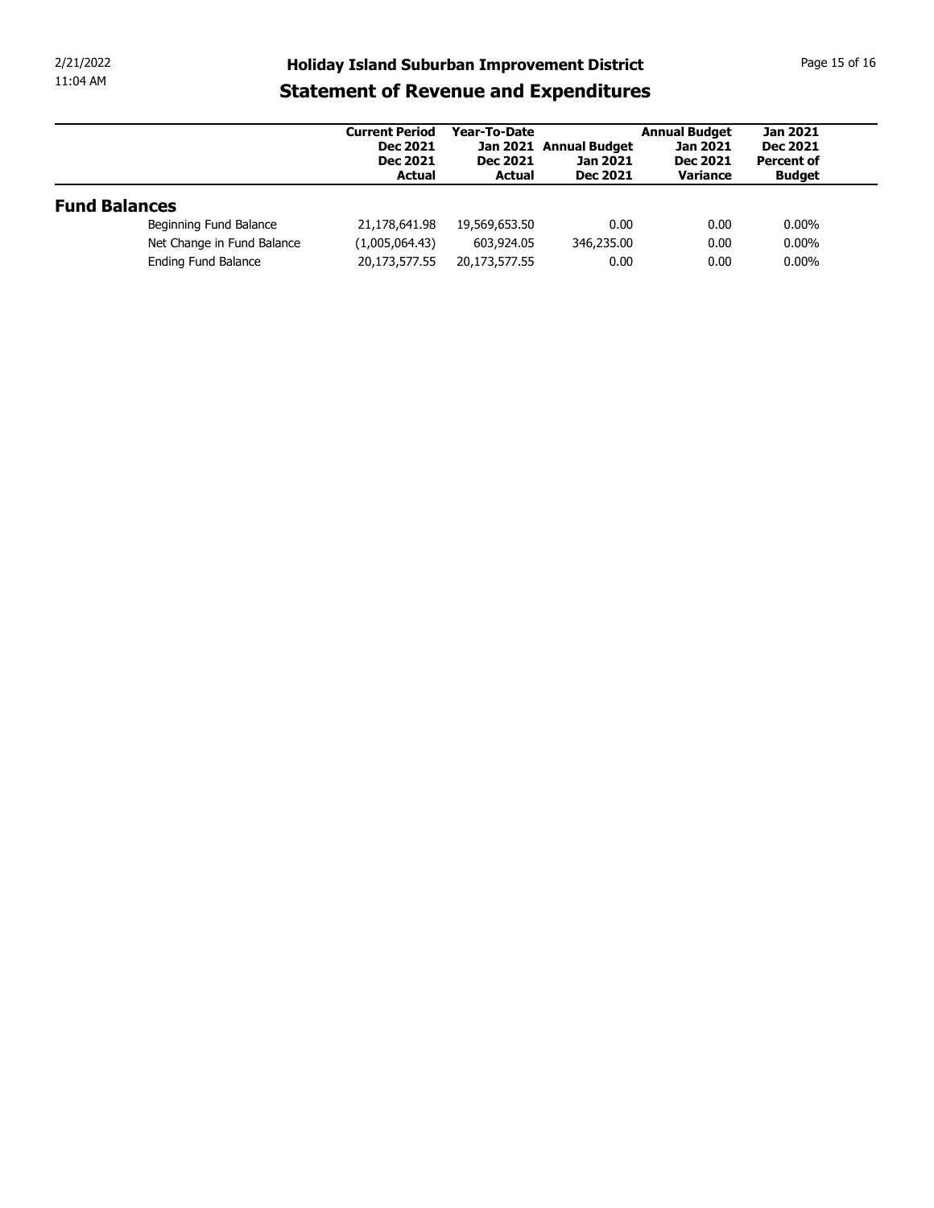# Holiday Island Suburban Improvement District

## Statement of Revenue and Expenditures

| | Current Period Dec 2021 Dec 2021 Actual | Year-To-Date Jan 2021 Dec 2021 Actual | Annual Budget Jan 2021 Dec 2021 | Annual Budget Jan 2021 Dec 2021 Variance | Jan 2021 Dec 2021 Percent of Budget |
|---|---|---|---|---|---|
| **Fund Balances** | | | | | |
| Beginning Fund Balance | 21,178,641.98 | 19,569,653.50 | 0.00 | 0.00 | 0.00% |
| Net Change in Fund Balance | (1,005,064.43) | 603,924.05 | 346,235.00 | 0.00 | 0.00% |
| Ending Fund Balance | 20,173,577.55 | 20,173,577.55 | 0.00 | 0.00 | 0.00% |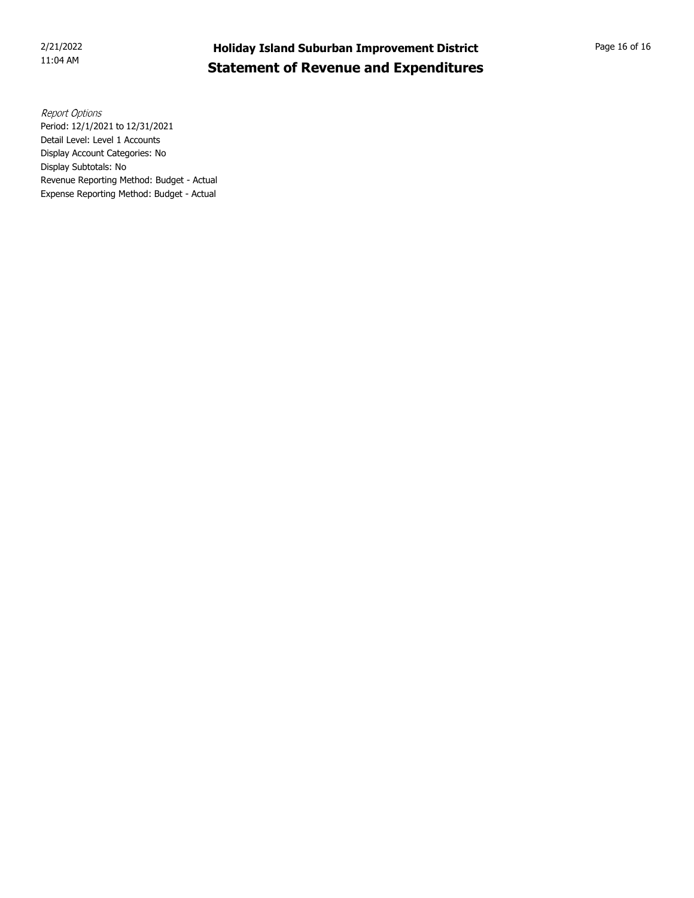*Report Options*

Period: 12/1/2021 to 12/31/2021

Detail Level: Level 1 Accounts

Display Account Categories: No

Display Subtotals: No

Revenue Reporting Method: Budget - Actual

Expense Reporting Method: Budget - Actual